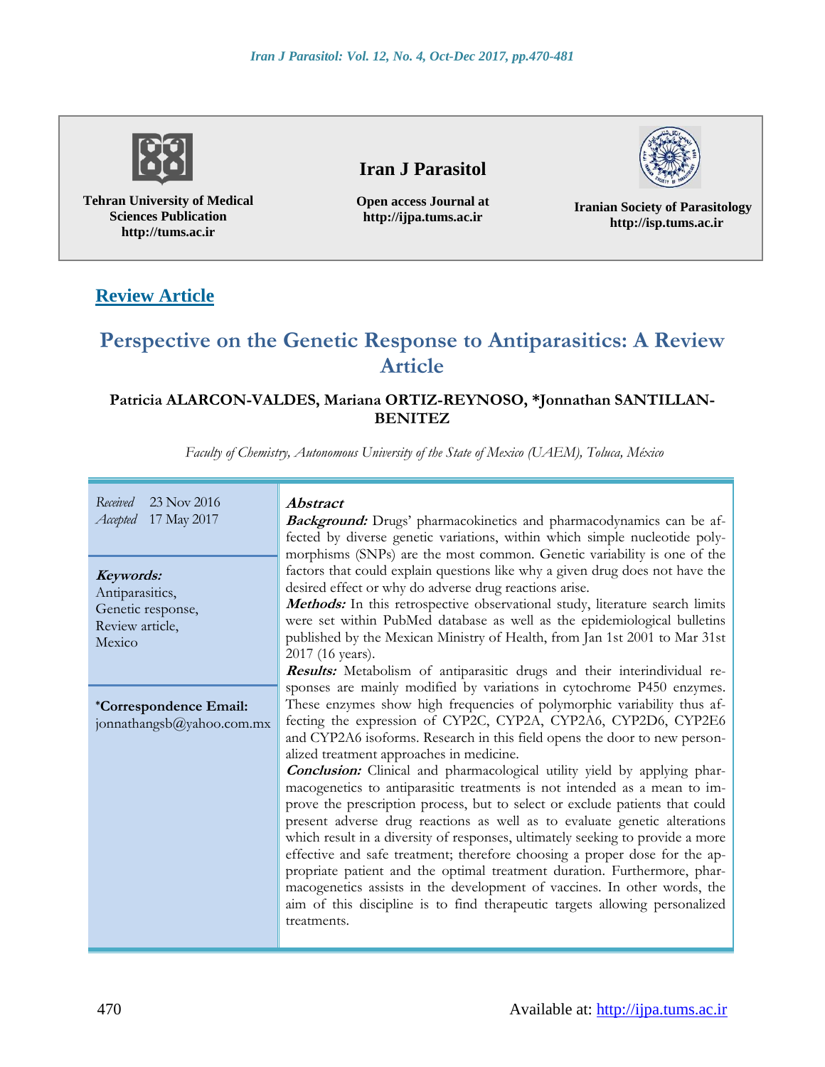**Review Article**

# Perspective on the Genetic Response to Antiparasitics: A Review Article

**Patricia ALARCON-VALDES, Mariana ORTIZ-REYNOSO, \*Jonnathan SANTILLAN-BENITEZ**

*Faculty of Chemistry, Autonomous University of the State of Mexico (UAEM), Toluca, México*

*Received* 23 Nov 2016
*Accepted* 17 May 2017

***Keywords:***
Antiparasitics,
Genetic response,
Review article,
Mexico

**\*Correspondence Email:**
jonnathangsb@yahoo.com.mx

## Abstract

***Background:*** Drugs' pharmacokinetics and pharmacodynamics can be affected by diverse genetic variations, within which simple nucleotide polymorphisms (SNPs) are the most common. Genetic variability is one of the factors that could explain questions like why a given drug does not have the desired effect or why do adverse drug reactions arise.

***Methods:*** In this retrospective observational study, literature search limits were set within PubMed database as well as the epidemiological bulletins published by the Mexican Ministry of Health, from Jan 1st 2001 to Mar 31st 2017 (16 years).

***Results:*** Metabolism of antiparasitic drugs and their interindividual responses are mainly modified by variations in cytochrome P450 enzymes. These enzymes show high frequencies of polymorphic variability thus affecting the expression of CYP2C, CYP2A, CYP2A6, CYP2D6, CYP2E6 and CYP2A6 isoforms. Research in this field opens the door to new personalized treatment approaches in medicine.

***Conclusion:*** Clinical and pharmacological utility yield by applying pharmacogenetics to antiparasitic treatments is not intended as a mean to improve the prescription process, but to select or exclude patients that could present adverse drug reactions as well as to evaluate genetic alterations which result in a diversity of responses, ultimately seeking to provide a more effective and safe treatment; therefore choosing a proper dose for the appropriate patient and the optimal treatment duration. Furthermore, pharmacogenetics assists in the development of vaccines. In other words, the aim of this discipline is to find therapeutic targets allowing personalized treatments.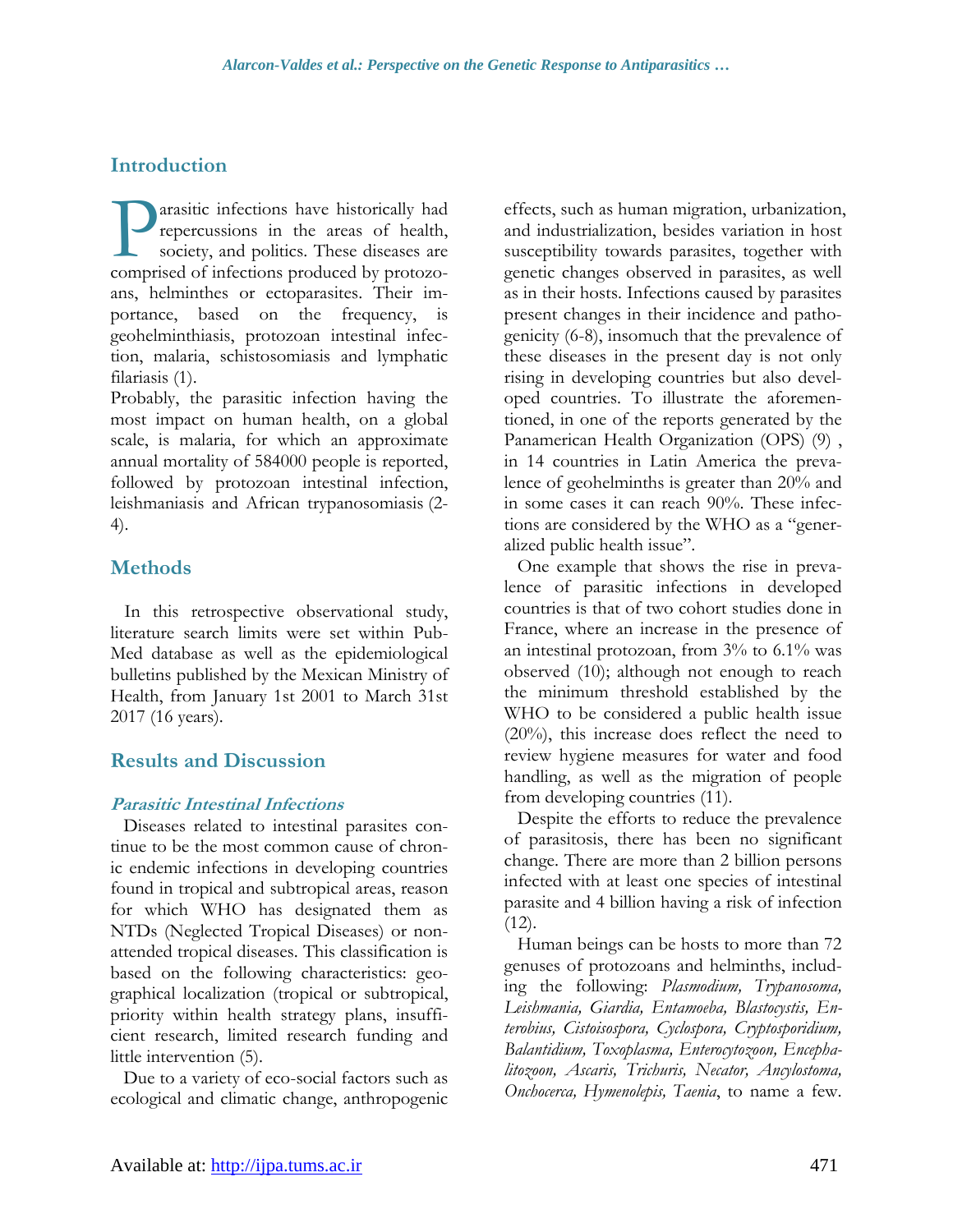## Introduction

Parasitic infections have historically had repercussions in the areas of health, society, and politics. These diseases are comprised of infections produced by protozoans, helminthes or ectoparasites. Their importance, based on the frequency, is geohelminthiasis, protozoan intestinal infection, malaria, schistosomiasis and lymphatic filariasis (1).

Probably, the parasitic infection having the most impact on human health, on a global scale, is malaria, for which an approximate annual mortality of 584000 people is reported, followed by protozoan intestinal infection, leishmaniasis and African trypanosomiasis (2-4).

## Methods

In this retrospective observational study, literature search limits were set within PubMed database as well as the epidemiological bulletins published by the Mexican Ministry of Health, from January 1st 2001 to March 31st 2017 (16 years).

## Results and Discussion

### *Parasitic Intestinal Infections*

Diseases related to intestinal parasites continue to be the most common cause of chronic endemic infections in developing countries found in tropical and subtropical areas, reason for which WHO has designated them as NTDs (Neglected Tropical Diseases) or non-attended tropical diseases. This classification is based on the following characteristics: geographical localization (tropical or subtropical, priority within health strategy plans, insufficient research, limited research funding and little intervention (5).

Due to a variety of eco-social factors such as ecological and climatic change, anthropogenic effects, such as human migration, urbanization, and industrialization, besides variation in host susceptibility towards parasites, together with genetic changes observed in parasites, as well as in their hosts. Infections caused by parasites present changes in their incidence and pathogenicity (6-8), insomuch that the prevalence of these diseases in the present day is not only rising in developing countries but also developed countries. To illustrate the aforementioned, in one of the reports generated by the Panamerican Health Organization (OPS) (9) , in 14 countries in Latin America the prevalence of geohelminths is greater than 20% and in some cases it can reach 90%. These infections are considered by the WHO as a "generalized public health issue".

One example that shows the rise in prevalence of parasitic infections in developed countries is that of two cohort studies done in France, where an increase in the presence of an intestinal protozoan, from 3% to 6.1% was observed (10); although not enough to reach the minimum threshold established by the WHO to be considered a public health issue (20%), this increase does reflect the need to review hygiene measures for water and food handling, as well as the migration of people from developing countries (11).

Despite the efforts to reduce the prevalence of parasitosis, there has been no significant change. There are more than 2 billion persons infected with at least one species of intestinal parasite and 4 billion having a risk of infection (12).

Human beings can be hosts to more than 72 genuses of protozoans and helminths, including the following: *Plasmodium, Trypanosoma, Leishmania, Giardia, Entamoeba, Blastocystis, Enterobius, Cistoisospora, Cyclospora, Cryptosporidium, Balantidium, Toxoplasma, Enterocytozoon, Encephalitozoon, Ascaris, Trichuris, Necator, Ancylostoma, Onchocerca, Hymenolepis, Taenia*, to name a few.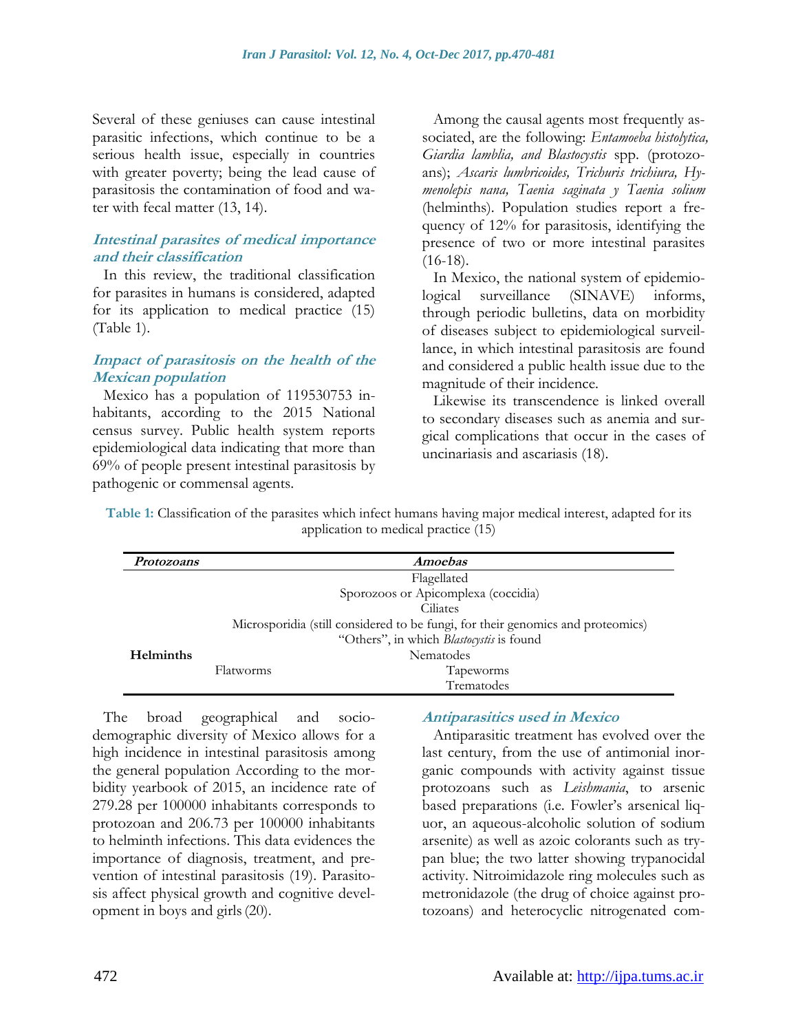Several of these geniuses can cause intestinal parasitic infections, which continue to be a serious health issue, especially in countries with greater poverty; being the lead cause of parasitosis the contamination of food and water with fecal matter (13, 14).

### *Intestinal parasites of medical importance and their classification*

In this review, the traditional classification for parasites in humans is considered, adapted for its application to medical practice (15) (Table 1).

### *Impact of parasitosis on the health of the Mexican population*

Mexico has a population of 119530753 inhabitants, according to the 2015 National census survey. Public health system reports epidemiological data indicating that more than 69% of people present intestinal parasitosis by pathogenic or commensal agents.

Among the causal agents most frequently associated, are the following: *Entamoeba histolytica, Giardia lamblia, and Blastocystis* spp. (protozoans); *Ascaris lumbricoides, Trichuris trichiura, Hymenolepis nana, Taenia saginata y Taenia solium* (helminths). Population studies report a frequency of 12% for parasitosis, identifying the presence of two or more intestinal parasites (16-18).

In Mexico, the national system of epidemiological surveillance (SINAVE) informs, through periodic bulletins, data on morbidity of diseases subject to epidemiological surveillance, in which intestinal parasitosis are found and considered a public health issue due to the magnitude of their incidence.

Likewise its transcendence is linked overall to secondary diseases such as anemia and surgical complications that occur in the cases of uncinariasis and ascariasis (18).

**Table 1:** Classification of the parasites which infect humans having major medical interest, adapted for its application to medical practice (15)

| *Protozoans* | *Amoebas* |
|---|---|
| | Flagellated |
| | Sporozoos or Apicomplexa (coccidia) |
| | Ciliates |
| | Microsporidia (still considered to be fungi, for their genomics and proteomics) |
| | "Others", in which *Blastocystis* is found |
| **Helminths** | Nematodes |
| Flatworms | Tapeworms |
| | Trematodes |

The broad geographical and socio-demographic diversity of Mexico allows for a high incidence in intestinal parasitosis among the general population According to the morbidity yearbook of 2015, an incidence rate of 279.28 per 100000 inhabitants corresponds to protozoan and 206.73 per 100000 inhabitants to helminth infections. This data evidences the importance of diagnosis, treatment, and prevention of intestinal parasitosis (19). Parasitosis affect physical growth and cognitive development in boys and girls (20).

### *Antiparasitics used in Mexico*

Antiparasitic treatment has evolved over the last century, from the use of antimonial inorganic compounds with activity against tissue protozoans such as *Leishmania*, to arsenic based preparations (i.e. Fowler's arsenical liquor, an aqueous-alcoholic solution of sodium arsenite) as well as azoic colorants such as trypan blue; the two latter showing trypanocidal activity. Nitroimidazole ring molecules such as metronidazole (the drug of choice against protozoans) and heterocyclic nitrogenated com-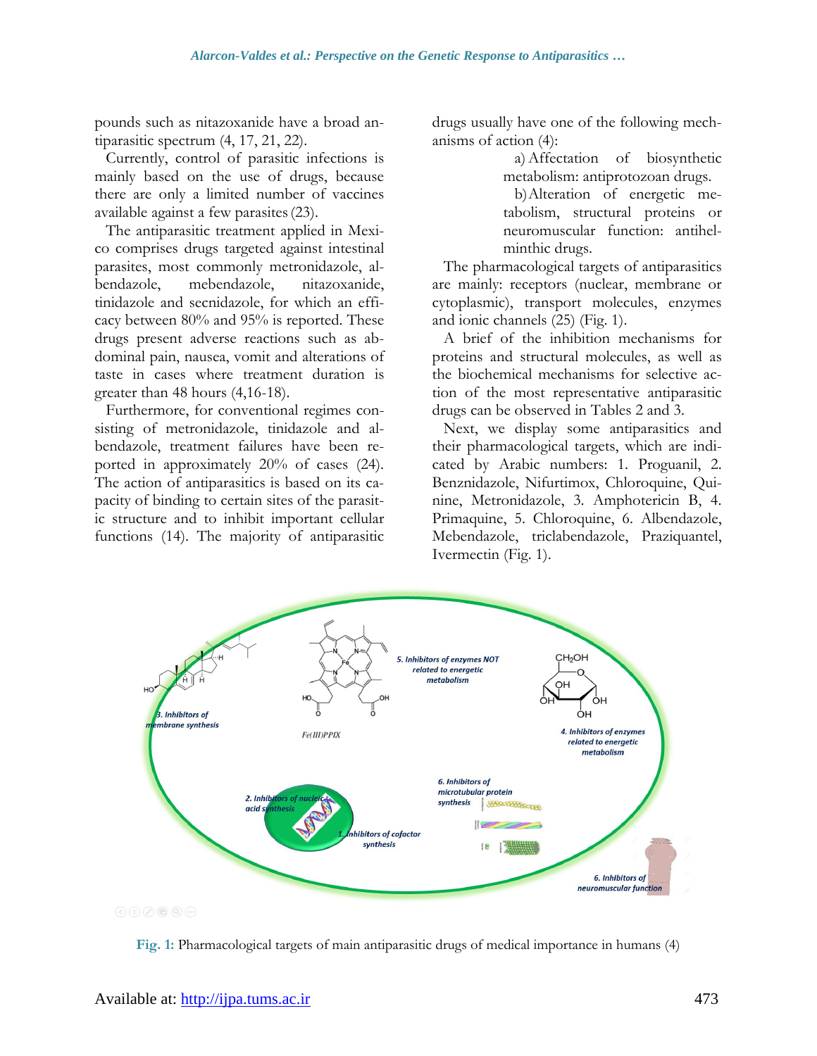pounds such as nitazoxanide have a broad antiparasitic spectrum (4, 17, 21, 22).

Currently, control of parasitic infections is mainly based on the use of drugs, because there are only a limited number of vaccines available against a few parasites (23).

The antiparasitic treatment applied in Mexico comprises drugs targeted against intestinal parasites, most commonly metronidazole, albendazole, mebendazole, nitazoxanide, tinidazole and secnidazole, for which an efficacy between 80% and 95% is reported. These drugs present adverse reactions such as abdominal pain, nausea, vomit and alterations of taste in cases where treatment duration is greater than 48 hours (4,16-18).

Furthermore, for conventional regimes consisting of metronidazole, tinidazole and albendazole, treatment failures have been reported in approximately 20% of cases (24). The action of antiparasitics is based on its capacity of binding to certain sites of the parasitic structure and to inhibit important cellular functions (14). The majority of antiparasitic drugs usually have one of the following mechanisms of action (4):

a) Affectation of biosynthetic metabolism: antiprotozoan drugs.

b) Alteration of energetic metabolism, structural proteins or neuromuscular function: antihelminthic drugs.

The pharmacological targets of antiparasitics are mainly: receptors (nuclear, membrane or cytoplasmic), transport molecules, enzymes and ionic channels (25) (Fig. 1).

A brief of the inhibition mechanisms for proteins and structural molecules, as well as the biochemical mechanisms for selective action of the most representative antiparasitic drugs can be observed in Tables 2 and 3.

Next, we display some antiparasitics and their pharmacological targets, which are indicated by Arabic numbers: 1. Proguanil, 2. Benznidazole, Nifurtimox, Chloroquine, Quinine, Metronidazole, 3. Amphotericin B, 4. Primaquine, 5. Chloroquine, 6. Albendazole, Mebendazole, triclabendazole, Praziquantel, Ivermectin (Fig. 1).

**Fig. 1:** Pharmacological targets of main antiparasitic drugs of medical importance in humans (4)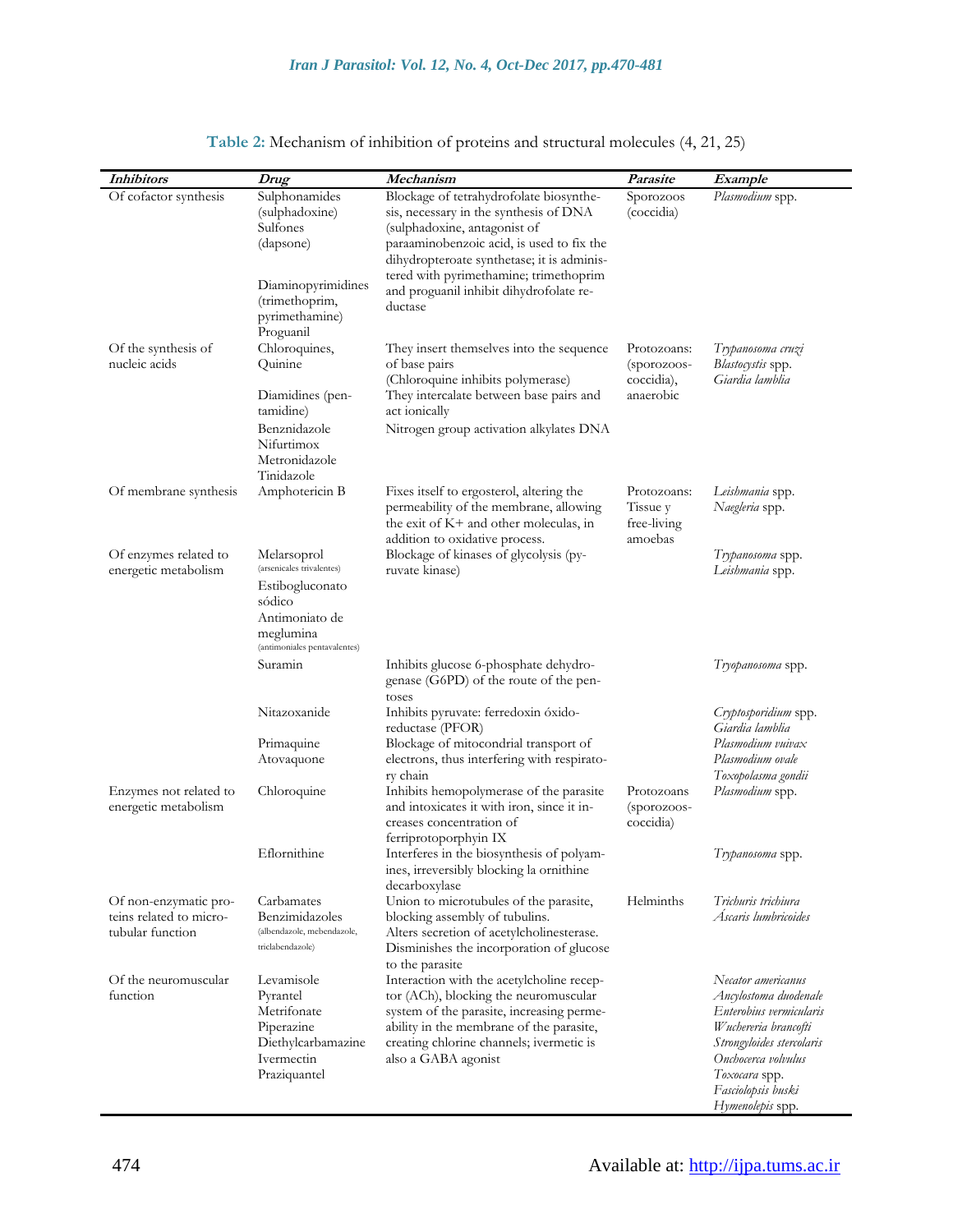**Table 2:** Mechanism of inhibition of proteins and structural molecules (4, 21, 25)

| *Inhibitors* | *Drug* | *Mechanism* | *Parasite* | *Example* |
|---|---|---|---|---|
| Of cofactor synthesis | Sulphonamides (sulphadoxine) Sulfones (dapsone) Diaminopyrimidines (trimethoprim, pyrimethamine) Proguanil | Blockage of tetrahydrofolate biosynthesis, necessary in the synthesis of DNA (sulphadoxine, antagonist of paraaminobenzoic acid, is used to fix the dihydropteroate synthetase; it is administered with pyrimethamine; trimethoprim and proguanil inhibit dihydrofolate reductase | Sporozoos (coccidia) | *Plasmodium* spp. |
| Of the synthesis of nucleic acids | Chloroquines, Quinine | They insert themselves into the sequence of base pairs (Chloroquine inhibits polymerase) | Protozoans: (sporozoos-coccidia), anaerobic | *Trypanosoma cruzi* *Blastocystis* spp. *Giardia lamblia* |
| | Diamidines (pentamidine) | They intercalate between base pairs and act ionically | | |
| | Benznidazole Nifurtimox Metronidazole Tinidazole | Nitrogen group activation alkylates DNA | | |
| Of membrane synthesis | Amphotericin B | Fixes itself to ergosterol, altering the permeability of the membrane, allowing the exit of K+ and other moleculas, in addition to oxidative process. | Protozoans: Tissue y free-living amoebas | *Leishmania* spp. *Naegleria* spp. |
| Of enzymes related to energetic metabolism | Melarsoprol (arsenicales trivalentes) Estibogluconato sódico Antimoniato de meglumina (antimoniales pentavalentes) | Blockage of kinases of glycolysis (pyruvate kinase) | | *Trypanosoma* spp. *Leishmania* spp. |
| | Suramin | Inhibits glucose 6-phosphate dehydrogenase (G6PD) of the route of the pentoses | | *Tryopanosoma* spp. |
| | Nitazoxanide | Inhibits pyruvate: ferredoxin óxido-reductase (PFOR) | | *Cryptosporidium* spp. *Giardia lamblia* |
| | Primaquine Atovaquone | Blockage of mitocondrial transport of electrons, thus interfering with respiratory chain | | *Plasmodium vuivax* *Plasmodium ovale* *Toxopolasma gondii* |
| Enzymes not related to energetic metabolism | Chloroquine | Inhibits hemopolymerase of the parasite and intoxicates it with iron, since it increases concentration of ferriprotoporphyin IX | Protozoans (sporozoos-coccidia) | *Plasmodium* spp. |
| | Eflornithine | Interferes in the biosynthesis of polyamines, irreversibly blocking la ornithine decarboxylase | | *Trypanosoma* spp. |
| Of non-enzymatic proteins related to microtubular function | Carbamates Benzimidazoles (albendazole, mebendazole, triclabendazole) | Union to microtubules of the parasite, blocking assembly of tubulins. Alters secretion of acetylcholinesterase. Disminishes the incorporation of glucose to the parasite | Helminths | *Trichuris trichiura* *Ascaris lumbricoides* |
| Of the neuromuscular function | Levamisole Pyrantel Metrifonate Piperazine Diethylcarbamazine Ivermectin Praziquantel | Interaction with the acetylcholine receptor (ACh), blocking the neuromuscular system of the parasite, increasing permeability in the membrane of the parasite, creating chlorine channels; ivermetic is also a GABA agonist | | *Necator americanus* *Ancylostoma duodenale* *Enterobius vermicularis* *Wuchereria brancofti* *Strongyloides stercolaris* *Onchocerca volvulus* *Toxocara* spp. *Fasciolopsis buski* *Hymenolepis* spp. |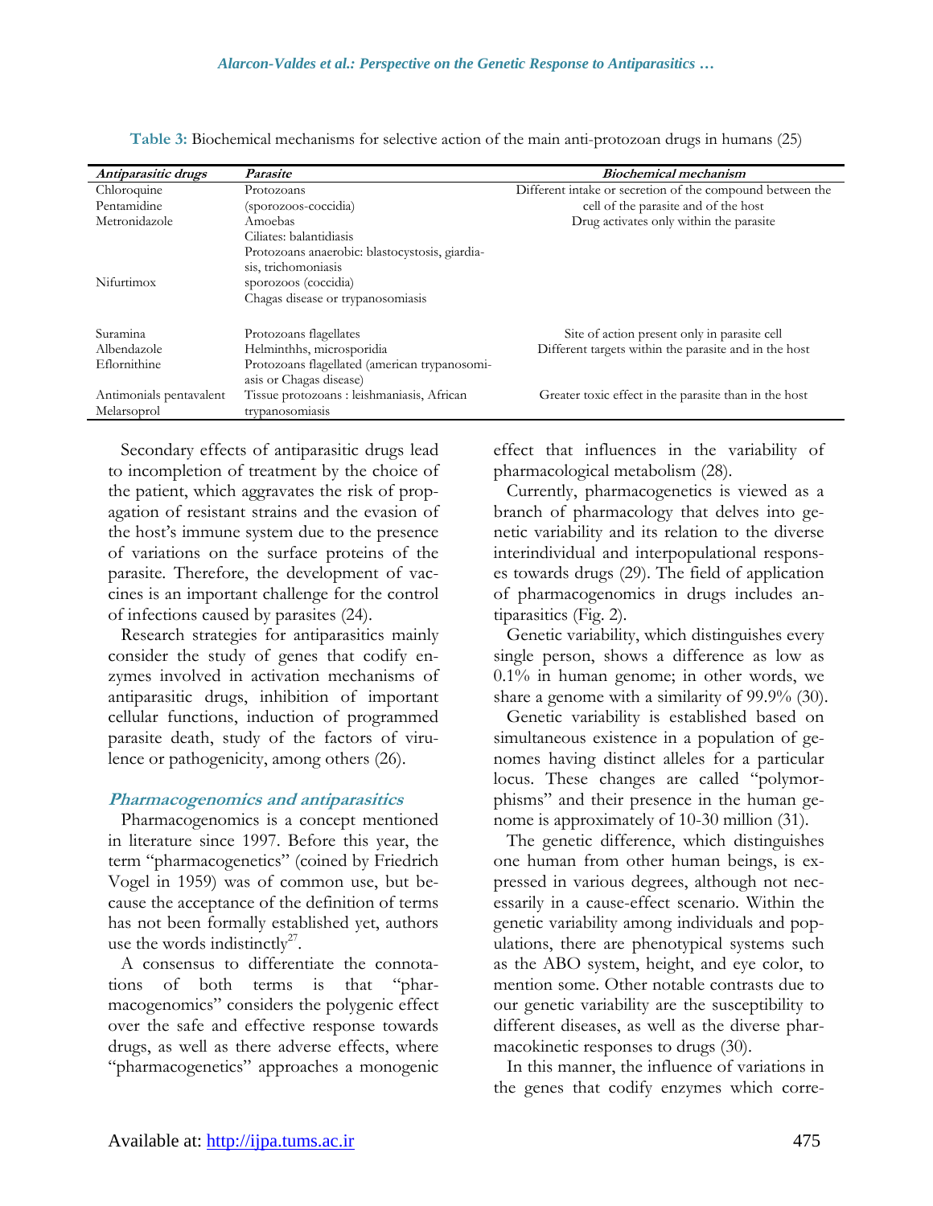**Table 3:** Biochemical mechanisms for selective action of the main anti-protozoan drugs in humans (25)

| *Antiparasitic drugs* | *Parasite* | *Biochemical mechanism* |
|---|---|---|
| Chloroquine | Protozoans | Different intake or secretion of the compound between the |
| Pentamidine | (sporozoos-coccidia) | cell of the parasite and of the host |
| Metronidazole | Amoebas<br>Ciliates: balantidiasis<br>Protozoans anaerobic: blastocystosis, giardiasis, trichomoniasis | Drug activates only within the parasite |
| Nifurtimox | sporozoos (coccidia)<br>Chagas disease or trypanosomiasis | |
| Suramina | Protozoans flagellates | Site of action present only in parasite cell |
| Albendazole | Helminthhs, microsporidia | Different targets within the parasite and in the host |
| Eflornithine | Protozoans flagellated (american trypanosomiasis or Chagas disease) | |
| Antimonials pentavalent<br>Melarsoprol | Tissue protozoans : leishmaniasis, African trypanosomiasis | Greater toxic effect in the parasite than in the host |

Secondary effects of antiparasitic drugs lead to incompletion of treatment by the choice of the patient, which aggravates the risk of propagation of resistant strains and the evasion of the host's immune system due to the presence of variations on the surface proteins of the parasite. Therefore, the development of vaccines is an important challenge for the control of infections caused by parasites (24).

Research strategies for antiparasitics mainly consider the study of genes that codify enzymes involved in activation mechanisms of antiparasitic drugs, inhibition of important cellular functions, induction of programmed parasite death, study of the factors of virulence or pathogenicity, among others (26).

### Pharmacogenomics and antiparasitics

Pharmacogenomics is a concept mentioned in literature since 1997. Before this year, the term "pharmacogenetics" (coined by Friedrich Vogel in 1959) was of common use, but because the acceptance of the definition of terms has not been formally established yet, authors use the words indistinctly[27].

A consensus to differentiate the connotations of both terms is that "pharmacogenomics" considers the polygenic effect over the safe and effective response towards drugs, as well as there adverse effects, where "pharmacogenetics" approaches a monogenic effect that influences in the variability of pharmacological metabolism (28).

Currently, pharmacogenetics is viewed as a branch of pharmacology that delves into genetic variability and its relation to the diverse interindividual and interpopulational responses towards drugs (29). The field of application of pharmacogenomics in drugs includes antiparasitics (Fig. 2).

Genetic variability, which distinguishes every single person, shows a difference as low as 0.1% in human genome; in other words, we share a genome with a similarity of 99.9% (30).

Genetic variability is established based on simultaneous existence in a population of genomes having distinct alleles for a particular locus. These changes are called "polymorphisms" and their presence in the human genome is approximately of 10-30 million (31).

The genetic difference, which distinguishes one human from other human beings, is expressed in various degrees, although not necessarily in a cause-effect scenario. Within the genetic variability among individuals and populations, there are phenotypical systems such as the ABO system, height, and eye color, to mention some. Other notable contrasts due to our genetic variability are the susceptibility to different diseases, as well as the diverse pharmacokinetic responses to drugs (30).

In this manner, the influence of variations in the genes that codify enzymes which corre-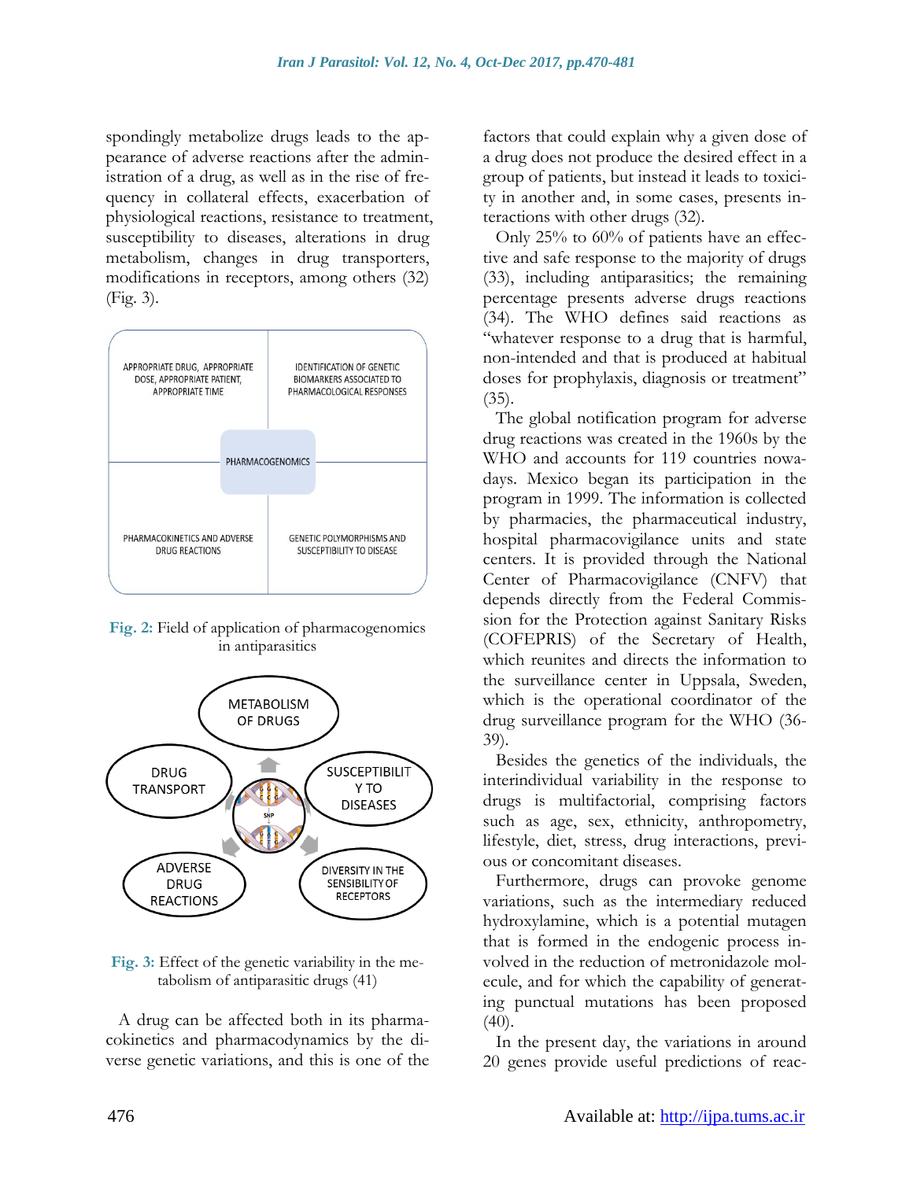spondingly metabolize drugs leads to the appearance of adverse reactions after the administration of a drug, as well as in the rise of frequency in collateral effects, exacerbation of physiological reactions, resistance to treatment, susceptibility to diseases, alterations in drug metabolism, changes in drug transporters, modifications in receptors, among others (32) (Fig. 3).

| APPROPRIATE DRUG, APPROPRIATE DOSE, APPROPRIATE PATIENT, APPROPRIATE TIME | IDENTIFICATION OF GENETIC BIOMARKERS ASSOCIATED TO PHARMACOLOGICAL RESPONSES |
| --- | --- |
| PHARMACOKINETICS AND ADVERSE DRUG REACTIONS | GENETIC POLYMORPHISMS AND SUSCEPTIBILITY TO DISEASE |

PHARMACOGENOMICS

**Fig. 2:** Field of application of pharmacogenomics in antiparasitics

METABOLISM OF DRUGS

DRUG TRANSPORT

SUSCEPTIBILITY TO DISEASES

ADVERSE DRUG REACTIONS

DIVERSITY IN THE SENSIBILITY OF RECEPTORS

**Fig. 3:** Effect of the genetic variability in the metabolism of antiparasitic drugs (41)

A drug can be affected both in its pharmacokinetics and pharmacodynamics by the diverse genetic variations, and this is one of the factors that could explain why a given dose of a drug does not produce the desired effect in a group of patients, but instead it leads to toxicity in another and, in some cases, presents interactions with other drugs (32).

Only 25% to 60% of patients have an effective and safe response to the majority of drugs (33), including antiparasitics; the remaining percentage presents adverse drugs reactions (34). The WHO defines said reactions as "whatever response to a drug that is harmful, non-intended and that is produced at habitual doses for prophylaxis, diagnosis or treatment" (35).

The global notification program for adverse drug reactions was created in the 1960s by the WHO and accounts for 119 countries nowadays. Mexico began its participation in the program in 1999. The information is collected by pharmacies, the pharmaceutical industry, hospital pharmacovigilance units and state centers. It is provided through the National Center of Pharmacovigilance (CNFV) that depends directly from the Federal Commission for the Protection against Sanitary Risks (COFEPRIS) of the Secretary of Health, which reunites and directs the information to the surveillance center in Uppsala, Sweden, which is the operational coordinator of the drug surveillance program for the WHO (36-39).

Besides the genetics of the individuals, the interindividual variability in the response to drugs is multifactorial, comprising factors such as age, sex, ethnicity, anthropometry, lifestyle, diet, stress, drug interactions, previous or concomitant diseases.

Furthermore, drugs can provoke genome variations, such as the intermediary reduced hydroxylamine, which is a potential mutagen that is formed in the endogenic process involved in the reduction of metronidazole molecule, and for which the capability of generating punctual mutations has been proposed (40).

In the present day, the variations in around 20 genes provide useful predictions of reac-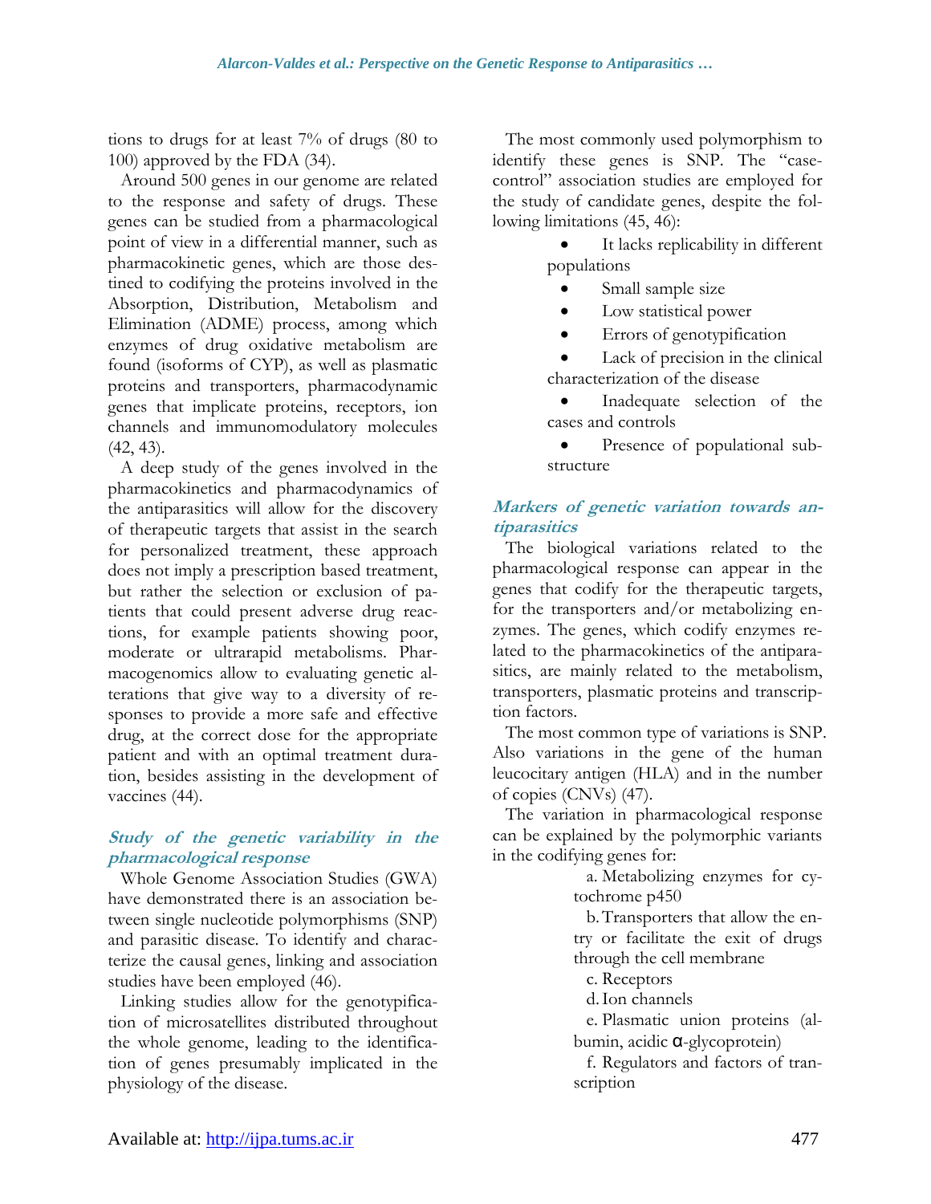tions to drugs for at least 7% of drugs (80 to 100) approved by the FDA (34).

Around 500 genes in our genome are related to the response and safety of drugs. These genes can be studied from a pharmacological point of view in a differential manner, such as pharmacokinetic genes, which are those destined to codifying the proteins involved in the Absorption, Distribution, Metabolism and Elimination (ADME) process, among which enzymes of drug oxidative metabolism are found (isoforms of CYP), as well as plasmatic proteins and transporters, pharmacodynamic genes that implicate proteins, receptors, ion channels and immunomodulatory molecules (42, 43).

A deep study of the genes involved in the pharmacokinetics and pharmacodynamics of the antiparasitics will allow for the discovery of therapeutic targets that assist in the search for personalized treatment, these approach does not imply a prescription based treatment, but rather the selection or exclusion of patients that could present adverse drug reactions, for example patients showing poor, moderate or ultrarapid metabolisms. Pharmacogenomics allow to evaluating genetic alterations that give way to a diversity of responses to provide a more safe and effective drug, at the correct dose for the appropriate patient and with an optimal treatment duration, besides assisting in the development of vaccines (44).

### *Study of the genetic variability in the pharmacological response*

Whole Genome Association Studies (GWA) have demonstrated there is an association between single nucleotide polymorphisms (SNP) and parasitic disease. To identify and characterize the causal genes, linking and association studies have been employed (46).

Linking studies allow for the genotypification of microsatellites distributed throughout the whole genome, leading to the identification of genes presumably implicated in the physiology of the disease.

The most commonly used polymorphism to identify these genes is SNP. The "case-control" association studies are employed for the study of candidate genes, despite the following limitations (45, 46):

- It lacks replicability in different populations
- Small sample size
- Low statistical power
- Errors of genotypification
- Lack of precision in the clinical characterization of the disease
- Inadequate selection of the cases and controls
- Presence of populational substructure

### *Markers of genetic variation towards antiparasitics*

The biological variations related to the pharmacological response can appear in the genes that codify for the therapeutic targets, for the transporters and/or metabolizing enzymes. The genes, which codify enzymes related to the pharmacokinetics of the antiparasitics, are mainly related to the metabolism, transporters, plasmatic proteins and transcription factors.

The most common type of variations is SNP. Also variations in the gene of the human leucocitary antigen (HLA) and in the number of copies (CNVs) (47).

The variation in pharmacological response can be explained by the polymorphic variants in the codifying genes for:

a. Metabolizing enzymes for cytochrome p450
b. Transporters that allow the entry or facilitate the exit of drugs through the cell membrane
c. Receptors
d. Ion channels
e. Plasmatic union proteins (albumin, acidic α-glycoprotein)
f. Regulators and factors of transcription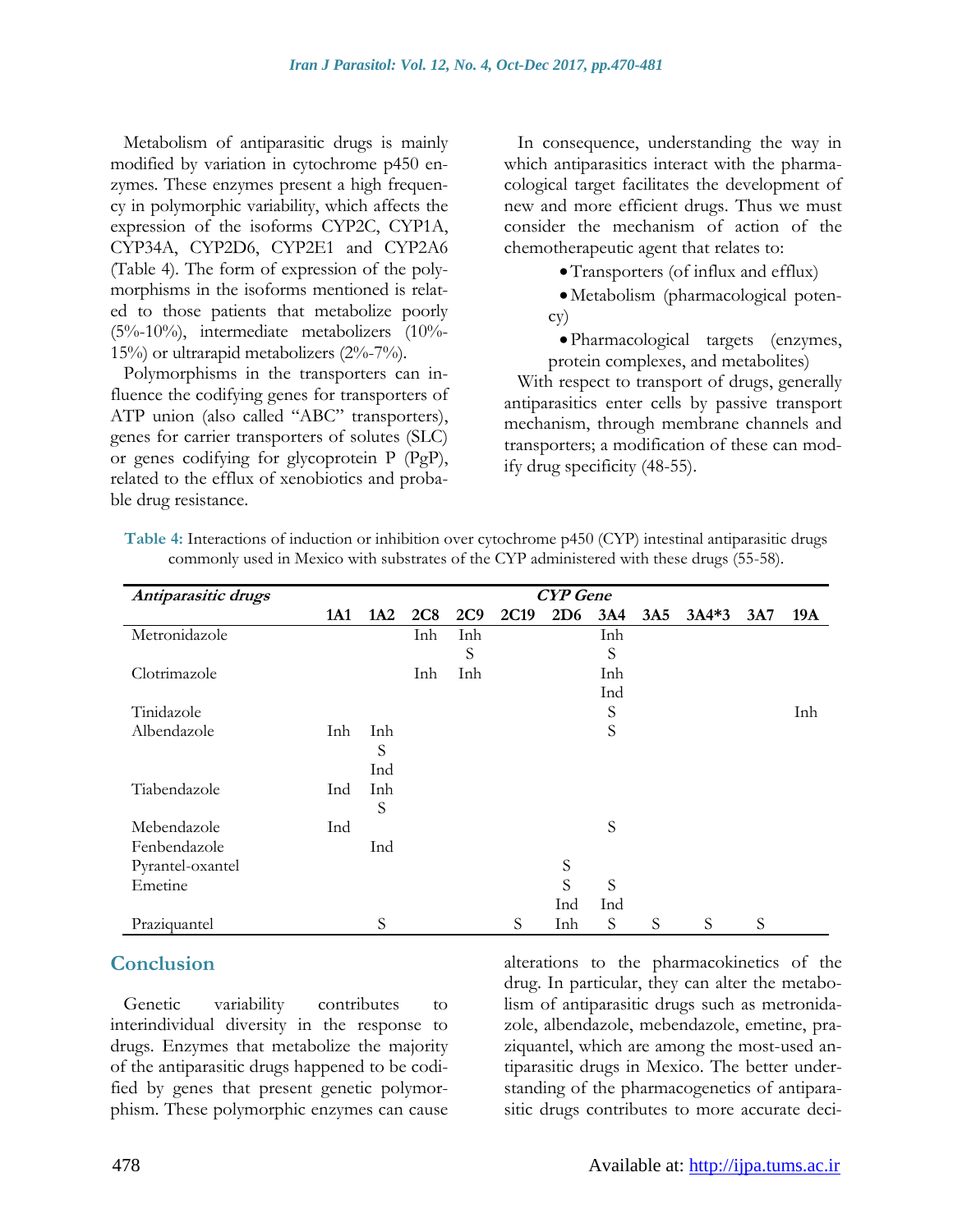Metabolism of antiparasitic drugs is mainly modified by variation in cytochrome p450 enzymes. These enzymes present a high frequency in polymorphic variability, which affects the expression of the isoforms CYP2C, CYP1A, CYP34A, CYP2D6, CYP2E1 and CYP2A6 (Table 4). The form of expression of the polymorphisms in the isoforms mentioned is related to those patients that metabolize poorly (5%-10%), intermediate metabolizers (10%-15%) or ultrarapid metabolizers (2%-7%).

Polymorphisms in the transporters can influence the codifying genes for transporters of ATP union (also called "ABC" transporters), genes for carrier transporters of solutes (SLC) or genes codifying for glycoprotein P (PgP), related to the efflux of xenobiotics and probable drug resistance.

In consequence, understanding the way in which antiparasitics interact with the pharmacological target facilitates the development of new and more efficient drugs. Thus we must consider the mechanism of action of the chemotherapeutic agent that relates to:

- Transporters (of influx and efflux)
- Metabolism (pharmacological potency)
- Pharmacological targets (enzymes, protein complexes, and metabolites)

With respect to transport of drugs, generally antiparasitics enter cells by passive transport mechanism, through membrane channels and transporters; a modification of these can modify drug specificity (48-55).

**Table 4:** Interactions of induction or inhibition over cytochrome p450 (CYP) intestinal antiparasitic drugs commonly used in Mexico with substrates of the CYP administered with these drugs (55-58).

| *Antiparasitic drugs* | *CYP Gene* | | | | | | | | | | |
|---|---|---|---|---|---|---|---|---|---|---|---|
| | **1A1** | **1A2** | **2C8** | **2C9** | **2C19** | **2D6** | **3A4** | **3A5** | **3A4*3** | **3A7** | **19A** |
| Metronidazole | | | Inh | Inh<br>S | | | Inh<br>S | | | | |
| Clotrimazole | | | Inh | Inh | | | Inh<br>Ind | | | | |
| Tinidazole | | | | | | | S | | | | Inh |
| Albendazole | Inh | Inh<br>S<br>Ind | | | | | S | | | | |
| Tiabendazole | Ind | Inh<br>S | | | | | | | | | |
| Mebendazole | Ind | | | | | | S | | | | |
| Fenbendazole | | Ind | | | | | | | | | |
| Pyrantel-oxantel | | | | | | S | | | | | |
| Emetine | | | | | | S<br>Ind | S<br>Ind | | | | |
| Praziquantel | | S | | | S | Inh | S | S | S | S | |

## Conclusion

Genetic variability contributes to interindividual diversity in the response to drugs. Enzymes that metabolize the majority of the antiparasitic drugs happened to be codified by genes that present genetic polymorphism. These polymorphic enzymes can cause alterations to the pharmacokinetics of the drug. In particular, they can alter the metabolism of antiparasitic drugs such as metronidazole, albendazole, mebendazole, emetine, praziquantel, which are among the most-used antiparasitic drugs in Mexico. The better understanding of the pharmacogenetics of antiparasitic drugs contributes to more accurate deci-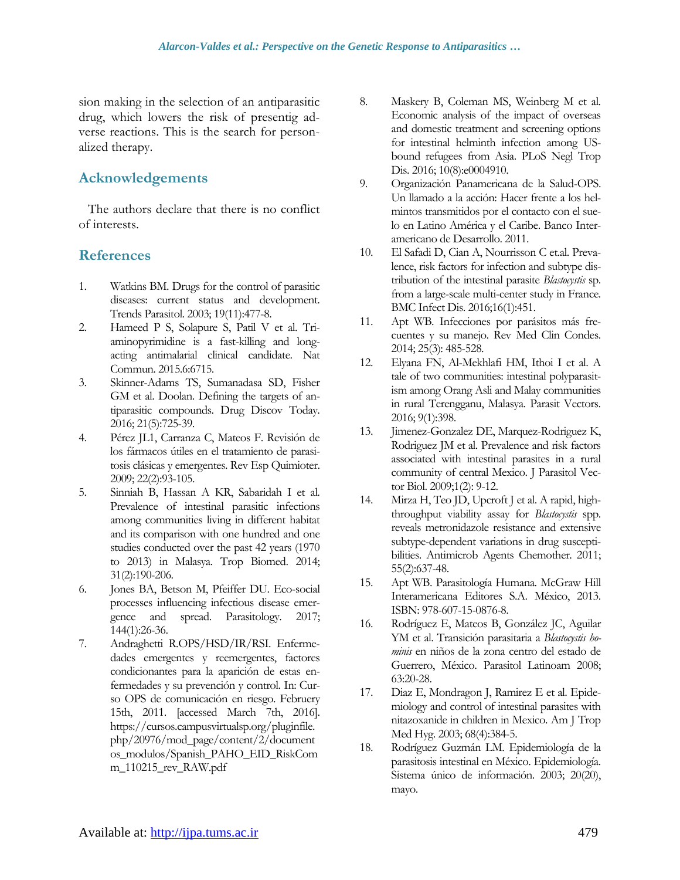sion making in the selection of an antiparasitic drug, which lowers the risk of presentig adverse reactions. This is the search for personalized therapy.

## Acknowledgements

The authors declare that there is no conflict of interests.

## References

1. Watkins BM. Drugs for the control of parasitic diseases: current status and development. Trends Parasitol. 2003; 19(11):477-8.
2. Hameed P S, Solapure S, Patil V et al. Triaminopyrimidine is a fast-killing and long-acting antimalarial clinical candidate. Nat Commun. 2015.6:6715.
3. Skinner-Adams TS, Sumanadasa SD, Fisher GM et al. Doolan. Defining the targets of antiparasitic compounds. Drug Discov Today. 2016; 21(5):725-39.
4. Pérez JL1, Carranza C, Mateos F. Revisión de los fármacos útiles en el tratamiento de parasitosis clásicas y emergentes. Rev Esp Quimioter. 2009; 22(2):93-105.
5. Sinniah B, Hassan A KR, Sabaridah I et al. Prevalence of intestinal parasitic infections among communities living in different habitat and its comparison with one hundred and one studies conducted over the past 42 years (1970 to 2013) in Malasya. Trop Biomed. 2014; 31(2):190-206.
6. Jones BA, Betson M, Pfeiffer DU. Eco-social processes influencing infectious disease emergence and spread. Parasitology. 2017; 144(1):26-36.
7. Andraghetti R.OPS/HSD/IR/RSI. Enfermedades emergentes y reemergentes, factores condicionantes para la aparición de estas enfermedades y su prevención y control. In: Curso OPS de comunicación en riesgo. Februery 15th, 2011. [accessed March 7th, 2016]. https://cursos.campusvirtualsp.org/pluginfile.php/20976/mod_page/content/2/documentos_modulos/Spanish_PAHO_EID_RiskComm_110215_rev_RAW.pdf
8. Maskery B, Coleman MS, Weinberg M et al. Economic analysis of the impact of overseas and domestic treatment and screening options for intestinal helminth infection among US-bound refugees from Asia. PLoS Negl Trop Dis. 2016; 10(8):e0004910.
9. Organización Panamericana de la Salud-OPS. Un llamado a la acción: Hacer frente a los helmintos transmitidos por el contacto con el suelo en Latino América y el Caribe. Banco Interamericano de Desarrollo. 2011.
10. El Safadi D, Cian A, Nourrisson C et.al. Prevalence, risk factors for infection and subtype distribution of the intestinal parasite *Blastocystis* sp. from a large-scale multi-center study in France. BMC Infect Dis. 2016;16(1):451.
11. Apt WB. Infecciones por parásitos más frecuentes y su manejo. Rev Med Clin Condes. 2014; 25(3): 485-528.
12. Elyana FN, Al-Mekhlafi HM, Ithoi I et al. A tale of two communities: intestinal polyparasitism among Orang Asli and Malay communities in rural Terengganu, Malasya. Parasit Vectors. 2016; 9(1):398.
13. Jimenez-Gonzalez DE, Marquez-Rodriguez K, Rodriguez JM et al. Prevalence and risk factors associated with intestinal parasites in a rural community of central Mexico. J Parasitol Vector Biol. 2009;1(2): 9-12.
14. Mirza H, Teo JD, Upcroft J et al. A rapid, high-throughput viability assay for *Blastocystis* spp. reveals metronidazole resistance and extensive subtype-dependent variations in drug susceptibilities. Antimicrob Agents Chemother. 2011; 55(2):637-48.
15. Apt WB. Parasitología Humana. McGraw Hill Interamericana Editores S.A. México, 2013. ISBN: 978-607-15-0876-8.
16. Rodríguez E, Mateos B, González JC, Aguilar YM et al. Transición parasitaria a *Blastocystis hominis* en niños de la zona centro del estado de Guerrero, México. Parasitol Latinoam 2008; 63:20-28.
17. Diaz E, Mondragon J, Ramirez E et al. Epidemiology and control of intestinal parasites with nitazoxanide in children in Mexico. Am J Trop Med Hyg. 2003; 68(4):384-5.
18. Rodríguez Guzmán LM. Epidemiología de la parasitosis intestinal en México. Epidemiología. Sistema único de información. 2003; 20(20), mayo.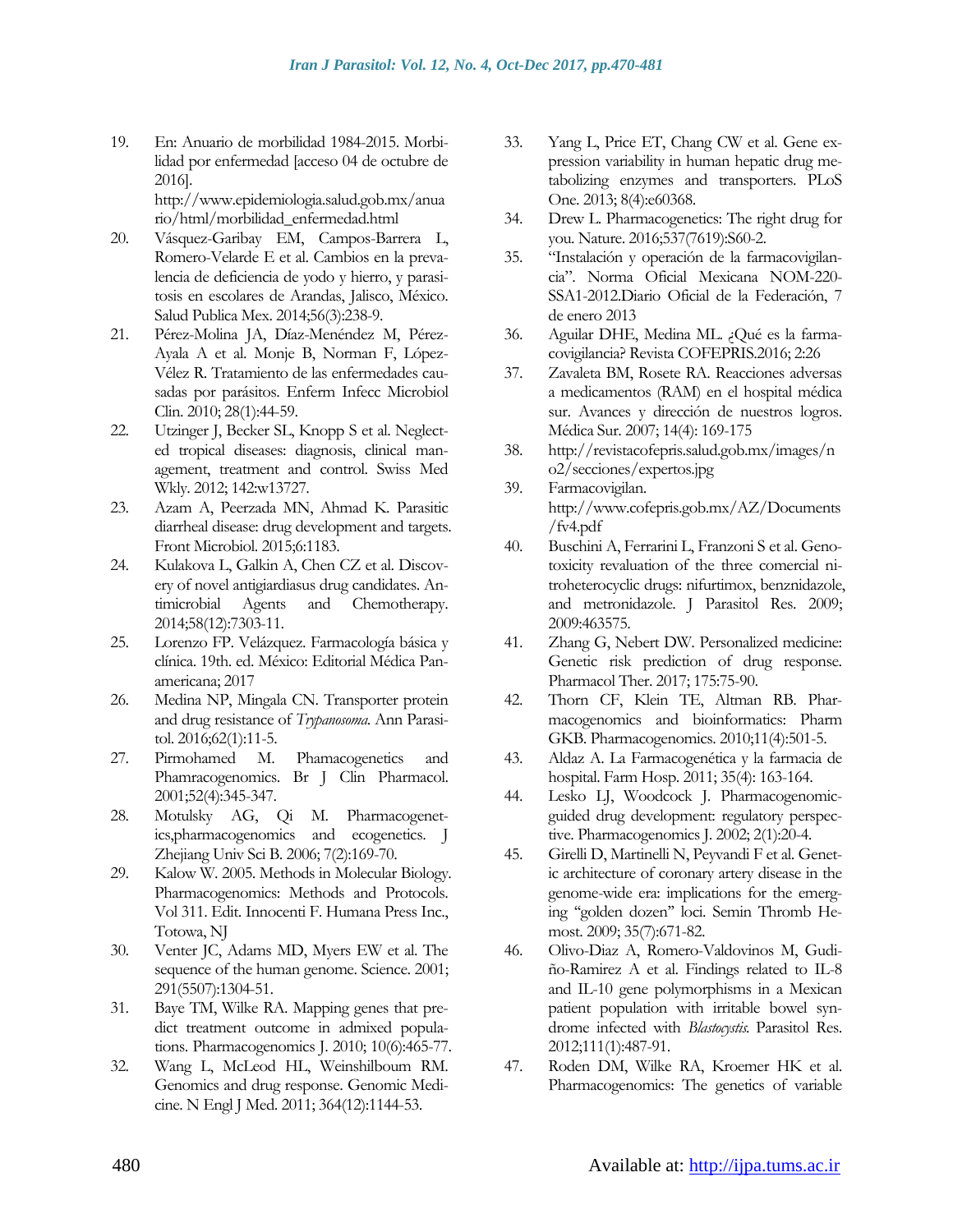19. En: Anuario de morbilidad 1984-2015. Morbilidad por enfermedad [acceso 04 de octubre de 2016]. http://www.epidemiologia.salud.gob.mx/anuario/html/morbilidad_enfermedad.html
20. Vásquez-Garibay EM, Campos-Barrera L, Romero-Velarde E et al. Cambios en la prevalencia de deficiencia de yodo y hierro, y parasitosis en escolares de Arandas, Jalisco, México. Salud Publica Mex. 2014;56(3):238-9.
21. Pérez-Molina JA, Díaz-Menéndez M, Pérez-Ayala A et al. Monje B, Norman F, López-Vélez R. Tratamiento de las enfermedades causadas por parásitos. Enferm Infecc Microbiol Clin. 2010; 28(1):44-59.
22. Utzinger J, Becker SL, Knopp S et al. Neglected tropical diseases: diagnosis, clinical management, treatment and control. Swiss Med Wkly. 2012; 142:w13727.
23. Azam A, Peerzada MN, Ahmad K. Parasitic diarrheal disease: drug development and targets. Front Microbiol. 2015;6:1183.
24. Kulakova L, Galkin A, Chen CZ et al. Discovery of novel antigiardiasus drug candidates. Antimicrobial Agents and Chemotherapy. 2014;58(12):7303-11.
25. Lorenzo FP. Velázquez. Farmacología básica y clínica. 19th. ed. México: Editorial Médica Panamericana; 2017
26. Medina NP, Mingala CN. Transporter protein and drug resistance of *Trypanosoma*. Ann Parasitol. 2016;62(1):11-5.
27. Pirmohamed M. Phamacogenetics and Phamracogenomics. Br J Clin Pharmacol. 2001;52(4):345-347.
28. Motulsky AG, Qi M. Pharmacogenetics,pharmacogenomics and ecogenetics. J Zhejiang Univ Sci B. 2006; 7(2):169-70.
29. Kalow W. 2005. Methods in Molecular Biology. Pharmacogenomics: Methods and Protocols. Vol 311. Edit. Innocenti F. Humana Press Inc., Totowa, NJ
30. Venter JC, Adams MD, Myers EW et al. The sequence of the human genome. Science. 2001; 291(5507):1304-51.
31. Baye TM, Wilke RA. Mapping genes that predict treatment outcome in admixed populations. Pharmacogenomics J. 2010; 10(6):465-77.
32. Wang L, McLeod HL, Weinshilboum RM. Genomics and drug response. Genomic Medicine. N Engl J Med. 2011; 364(12):1144-53.
33. Yang L, Price ET, Chang CW et al. Gene expression variability in human hepatic drug metabolizing enzymes and transporters. PLoS One. 2013; 8(4):e60368.
34. Drew L. Pharmacogenetics: The right drug for you. Nature. 2016;537(7619):S60-2.
35. "Instalación y operación de la farmacovigilancia". Norma Oficial Mexicana NOM-220-SSA1-2012.Diario Oficial de la Federación, 7 de enero 2013
36. Aguilar DHE, Medina ML. ¿Qué es la farmacovigilancia? Revista COFEPRIS.2016; 2:26
37. Zavaleta BM, Rosete RA. Reacciones adversas a medicamentos (RAM) en el hospital médica sur. Avances y dirección de nuestros logros. Médica Sur. 2007; 14(4): 169-175
38. http://revistacofepris.salud.gob.mx/images/no2/secciones/expertos.jpg
39. Farmacovigilan. http://www.cofepris.gob.mx/AZ/Documents/fv4.pdf
40. Buschini A, Ferrarini L, Franzoni S et al. Genotoxicity revaluation of the three comercial nitroheterocyclic drugs: nifurtimox, benznidazole, and metronidazole. J Parasitol Res. 2009; 2009:463575.
41. Zhang G, Nebert DW. Personalized medicine: Genetic risk prediction of drug response. Pharmacol Ther. 2017; 175:75-90.
42. Thorn CF, Klein TE, Altman RB. Pharmacogenomics and bioinformatics: Pharm GKB. Pharmacogenomics. 2010;11(4):501-5.
43. Aldaz A. La Farmacogenética y la farmacia de hospital. Farm Hosp. 2011; 35(4): 163-164.
44. Lesko LJ, Woodcock J. Pharmacogenomic-guided drug development: regulatory perspective. Pharmacogenomics J. 2002; 2(1):20-4.
45. Girelli D, Martinelli N, Peyvandi F et al. Genetic architecture of coronary artery disease in the genome-wide era: implications for the emerging "golden dozen" loci. Semin Thromb Hemost. 2009; 35(7):671-82.
46. Olivo-Diaz A, Romero-Valdovinos M, Gudiño-Ramirez A et al. Findings related to IL-8 and IL-10 gene polymorphisms in a Mexican patient population with irritable bowel syndrome infected with *Blastocystis.* Parasitol Res. 2012;111(1):487-91.
47. Roden DM, Wilke RA, Kroemer HK et al. Pharmacogenomics: The genetics of variable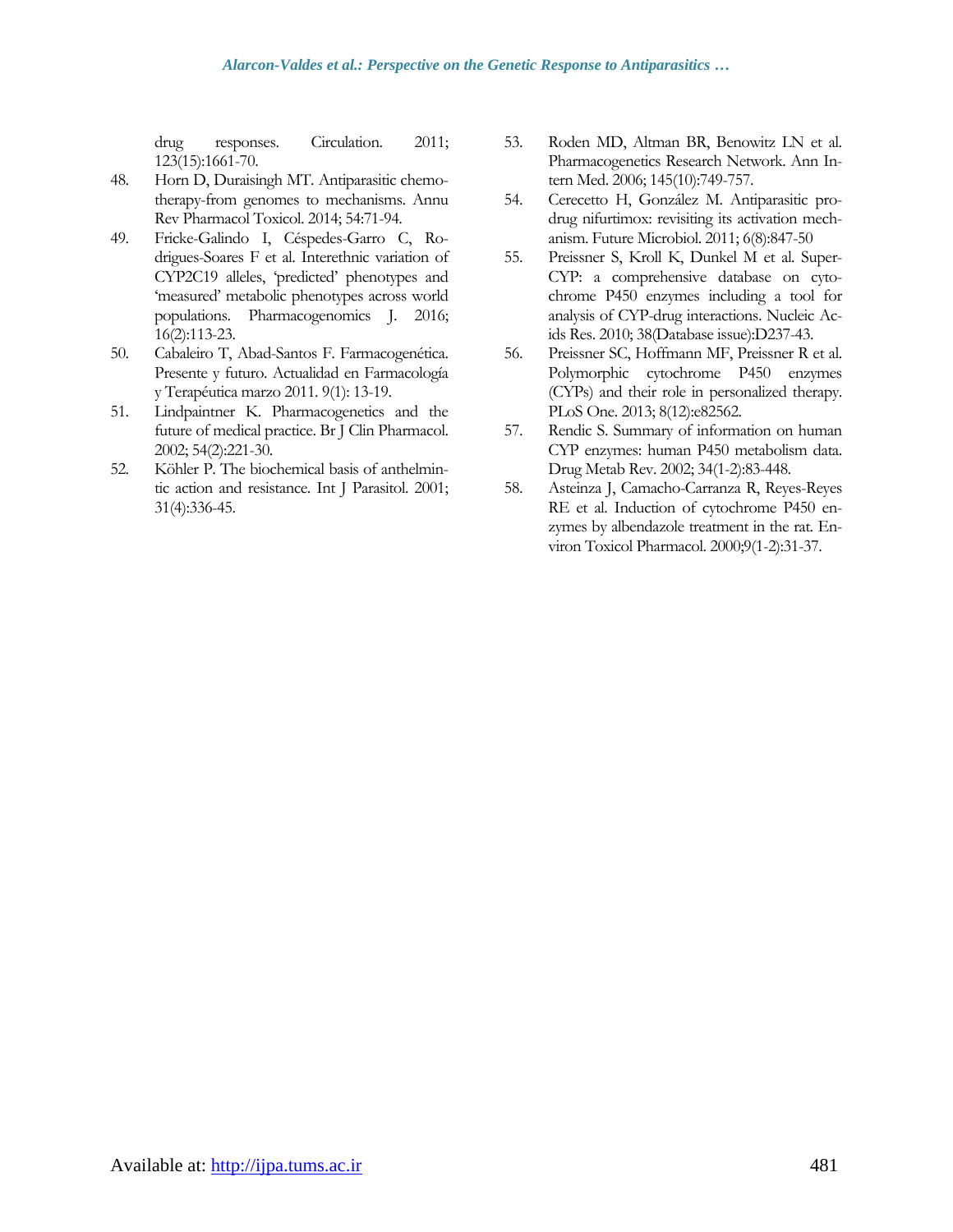drug responses. Circulation. 2011; 123(15):1661-70.

48. Horn D, Duraisingh MT. Antiparasitic chemotherapy-from genomes to mechanisms. Annu Rev Pharmacol Toxicol. 2014; 54:71-94.
49. Fricke-Galindo I, Céspedes-Garro C, Rodrigues-Soares F et al. Interethnic variation of CYP2C19 alleles, 'predicted' phenotypes and 'measured' metabolic phenotypes across world populations. Pharmacogenomics J. 2016; 16(2):113-23.
50. Cabaleiro T, Abad-Santos F. Farmacogenética. Presente y futuro. Actualidad en Farmacología y Terapéutica marzo 2011. 9(1): 13-19.
51. Lindpaintner K. Pharmacogenetics and the future of medical practice. Br J Clin Pharmacol. 2002; 54(2):221-30.
52. Köhler P. The biochemical basis of anthelmintic action and resistance. Int J Parasitol. 2001; 31(4):336-45.
53. Roden MD, Altman BR, Benowitz LN et al. Pharmacogenetics Research Network. Ann Intern Med. 2006; 145(10):749-757.
54. Cerecetto H, González M. Antiparasitic prodrug nifurtimox: revisiting its activation mechanism. Future Microbiol. 2011; 6(8):847-50
55. Preissner S, Kroll K, Dunkel M et al. SuperCYP: a comprehensive database on cytochrome P450 enzymes including a tool for analysis of CYP-drug interactions. Nucleic Acids Res. 2010; 38(Database issue):D237-43.
56. Preissner SC, Hoffmann MF, Preissner R et al. Polymorphic cytochrome P450 enzymes (CYPs) and their role in personalized therapy. PLoS One. 2013; 8(12):e82562.
57. Rendic S. Summary of information on human CYP enzymes: human P450 metabolism data. Drug Metab Rev. 2002; 34(1-2):83-448.
58. Asteinza J, Camacho-Carranza R, Reyes-Reyes RE et al. Induction of cytochrome P450 enzymes by albendazole treatment in the rat. Environ Toxicol Pharmacol. 2000;9(1-2):31-37.